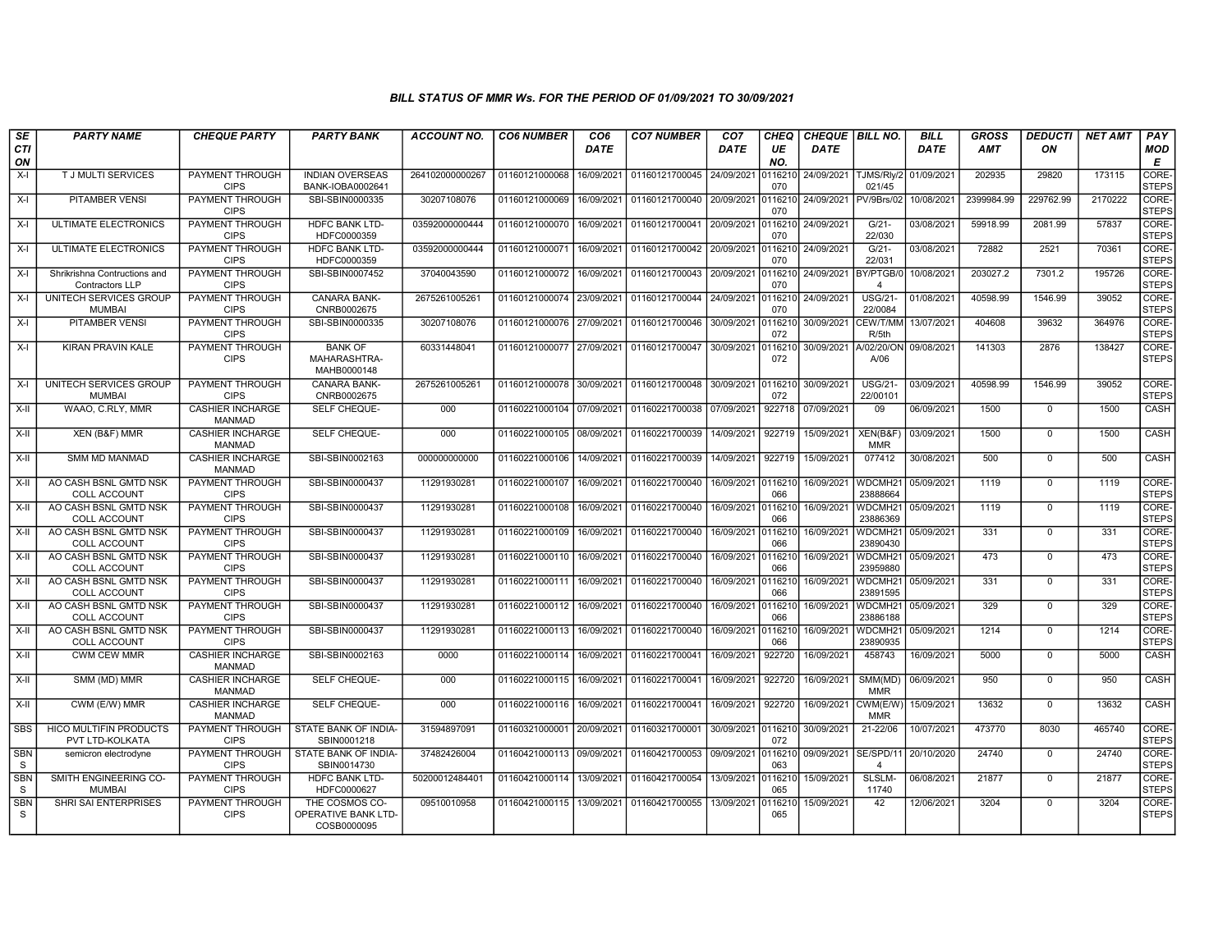# BILL STATUS OF MMR Ws. FOR THE PERIOD OF 01/09/2021 TO 30/09/2021

| SECTION | PARTY NAME | CHEQUE PARTY | PARTY BANK | ACCOUNT NO. | CO6 NUMBER | CO6 DATE | CO7 NUMBER | CO7 DATE | CHEQUE NO. | CHEQUE DATE | BILL NO. | BILL DATE | GROSS AMT | DEDUCTION | NET AMT | PAY MODE |
|---|---|---|---|---|---|---|---|---|---|---|---|---|---|---|---|---|
| X-I | T J MULTI SERVICES | PAYMENT THROUGH CIPS | INDIAN OVERSEAS BANK-IOBA0002641 | 264102000000267 | 01160121000068 | 16/09/2021 | 01160121700045 | 24/09/2021 | 0116210070 | 24/09/2021 | TJMS/Rly/2021/45 | 01/09/2021 | 202935 | 29820 | 173115 | CORE-STEPS |
| X-I | PITAMBER VENSI | PAYMENT THROUGH CIPS | SBI-SBIN0000335 | 30207108076 | 01160121000069 | 16/09/2021 | 01160121700040 | 20/09/2021 | 0116210070 | 24/09/2021 | PV/9Brs/02 | 10/08/2021 | 2399984.99 | 229762.99 | 2170222 | CORE-STEPS |
| X-I | ULTIMATE ELECTRONICS | PAYMENT THROUGH CIPS | HDFC BANK LTD-HDFC0000359 | 03592000000444 | 01160121000070 | 16/09/2021 | 01160121700041 | 20/09/2021 | 0116210070 | 24/09/2021 | G/21-22/030 | 03/08/2021 | 59918.99 | 2081.99 | 57837 | CORE-STEPS |
| X-I | ULTIMATE ELECTRONICS | PAYMENT THROUGH CIPS | HDFC BANK LTD-HDFC0000359 | 03592000000444 | 01160121000071 | 16/09/2021 | 01160121700042 | 20/09/2021 | 0116210070 | 24/09/2021 | G/21-22/031 | 03/08/2021 | 72882 | 2521 | 70361 | CORE-STEPS |
| X-I | Shrikrishna Contructions and Contractors LLP | PAYMENT THROUGH CIPS | SBI-SBIN0007452 | 37040043590 | 01160121000072 | 16/09/2021 | 01160121700043 | 20/09/2021 | 0116210070 | 24/09/2021 | BY/PTGB/04 | 10/08/2021 | 203027.2 | 7301.2 | 195726 | CORE-STEPS |
| X-I | UNITECH SERVICES GROUP MUMBAI | PAYMENT THROUGH CIPS | CANARA BANK-CNRB0002675 | 2675261005261 | 01160121000074 | 23/09/2021 | 01160121700044 | 24/09/2021 | 0116210070 | 24/09/2021 | USG/21-22/0084 | 01/08/2021 | 40598.99 | 1546.99 | 39052 | CORE-STEPS |
| X-I | PITAMBER VENSI | PAYMENT THROUGH CIPS | SBI-SBIN0000335 | 30207108076 | 01160121000076 | 27/09/2021 | 01160121700046 | 30/09/2021 | 0116210072 | 30/09/2021 | CEW/T/MMR/5th | 13/07/2021 | 404608 | 39632 | 364976 | CORE-STEPS |
| X-I | KIRAN PRAVIN KALE | PAYMENT THROUGH CIPS | BANK OF MAHARASHTRA-MAHB0000148 | 60331448041 | 01160121000077 | 27/09/2021 | 01160121700047 | 30/09/2021 | 0116210072 | 30/09/2021 | A/02/20/ONA/06 | 09/08/2021 | 141303 | 2876 | 138427 | CORE-STEPS |
| X-I | UNITECH SERVICES GROUP MUMBAI | PAYMENT THROUGH CIPS | CANARA BANK-CNRB0002675 | 2675261005261 | 01160121000078 | 30/09/2021 | 01160121700048 | 30/09/2021 | 0116210072 | 30/09/2021 | USG/21-22/00101 | 03/09/2021 | 40598.99 | 1546.99 | 39052 | CORE-STEPS |
| X-II | WAAO, C.RLY, MMR | CASHIER INCHARGE MANMAD | SELF CHEQUE- | 000 | 01160221000104 | 07/09/2021 | 01160221700038 | 07/09/2021 | 922718 | 07/09/2021 | 09 | 06/09/2021 | 1500 | 0 | 1500 | CASH |
| X-II | XEN (B&F) MMR | CASHIER INCHARGE MANMAD | SELF CHEQUE- | 000 | 01160221000105 | 08/09/2021 | 01160221700039 | 14/09/2021 | 922719 | 15/09/2021 | XEN(B&F) MMR | 03/09/2021 | 1500 | 0 | 1500 | CASH |
| X-II | SMM MD MANMAD | CASHIER INCHARGE MANMAD | SBI-SBIN0002163 | 000000000000 | 01160221000106 | 14/09/2021 | 01160221700039 | 14/09/2021 | 922719 | 15/09/2021 | 077412 | 30/08/2021 | 500 | 0 | 500 | CASH |
| X-II | AO CASH BSNL GMTD NSK COLL ACCOUNT | PAYMENT THROUGH CIPS | SBI-SBIN0000437 | 11291930281 | 01160221000107 | 16/09/2021 | 01160221700040 | 16/09/2021 | 0116210066 | 16/09/2021 | WDCMH2123888664 | 05/09/2021 | 1119 | 0 | 1119 | CORE-STEPS |
| X-II | AO CASH BSNL GMTD NSK COLL ACCOUNT | PAYMENT THROUGH CIPS | SBI-SBIN0000437 | 11291930281 | 01160221000108 | 16/09/2021 | 01160221700040 | 16/09/2021 | 0116210066 | 16/09/2021 | WDCMH2123886369 | 05/09/2021 | 1119 | 0 | 1119 | CORE-STEPS |
| X-II | AO CASH BSNL GMTD NSK COLL ACCOUNT | PAYMENT THROUGH CIPS | SBI-SBIN0000437 | 11291930281 | 01160221000109 | 16/09/2021 | 01160221700040 | 16/09/2021 | 0116210066 | 16/09/2021 | WDCMH2123890430 | 05/09/2021 | 331 | 0 | 331 | CORE-STEPS |
| X-II | AO CASH BSNL GMTD NSK COLL ACCOUNT | PAYMENT THROUGH CIPS | SBI-SBIN0000437 | 11291930281 | 01160221000110 | 16/09/2021 | 01160221700040 | 16/09/2021 | 0116210066 | 16/09/2021 | WDCMH2123959880 | 05/09/2021 | 473 | 0 | 473 | CORE-STEPS |
| X-II | AO CASH BSNL GMTD NSK COLL ACCOUNT | PAYMENT THROUGH CIPS | SBI-SBIN0000437 | 11291930281 | 01160221000111 | 16/09/2021 | 01160221700040 | 16/09/2021 | 0116210066 | 16/09/2021 | WDCMH2123891595 | 05/09/2021 | 331 | 0 | 331 | CORE-STEPS |
| X-II | AO CASH BSNL GMTD NSK COLL ACCOUNT | PAYMENT THROUGH CIPS | SBI-SBIN0000437 | 11291930281 | 01160221000112 | 16/09/2021 | 01160221700040 | 16/09/2021 | 0116210066 | 16/09/2021 | WDCMH2123886188 | 05/09/2021 | 329 | 0 | 329 | CORE-STEPS |
| X-II | AO CASH BSNL GMTD NSK COLL ACCOUNT | PAYMENT THROUGH CIPS | SBI-SBIN0000437 | 11291930281 | 01160221000113 | 16/09/2021 | 01160221700040 | 16/09/2021 | 0116210066 | 16/09/2021 | WDCMH2123890935 | 05/09/2021 | 1214 | 0 | 1214 | CORE-STEPS |
| X-II | CWM CEW MMR | CASHIER INCHARGE MANMAD | SBI-SBIN0002163 | 0000 | 01160221000114 | 16/09/2021 | 01160221700041 | 16/09/2021 | 922720 | 16/09/2021 | 458743 | 16/09/2021 | 5000 | 0 | 5000 | CASH |
| X-II | SMM (MD) MMR | CASHIER INCHARGE MANMAD | SELF CHEQUE- | 000 | 01160221000115 | 16/09/2021 | 01160221700041 | 16/09/2021 | 922720 | 16/09/2021 | SMM(MD) MMR | 06/09/2021 | 950 | 0 | 950 | CASH |
| X-II | CWM (E/W) MMR | CASHIER INCHARGE MANMAD | SELF CHEQUE- | 000 | 01160221000116 | 16/09/2021 | 01160221700041 | 16/09/2021 | 922720 | 16/09/2021 | CWM(E/W) MMR | 15/09/2021 | 13632 | 0 | 13632 | CASH |
| SBS | HICO MULTIFIN PRODUCTS PVT LTD-KOLKATA | PAYMENT THROUGH CIPS | STATE BANK OF INDIA-SBIN0001218 | 31594897091 | 01160321000001 | 20/09/2021 | 01160321700001 | 30/09/2021 | 0116210072 | 30/09/2021 | 21-22/06 | 10/07/2021 | 473770 | 8030 | 465740 | CORE-STEPS |
| SBNS | semicron electrodyne | PAYMENT THROUGH CIPS | STATE BANK OF INDIA-SBIN0014730 | 37482426004 | 01160421000113 | 09/09/2021 | 01160421700053 | 09/09/2021 | 0116210063 | 09/09/2021 | SE/SPD/114 | 20/10/2020 | 24740 | 0 | 24740 | CORE-STEPS |
| SBNS | SMITH ENGINEERING CO-MUMBAI | PAYMENT THROUGH CIPS | HDFC BANK LTD-HDFC0000627 | 50200012484401 | 01160421000114 | 13/09/2021 | 01160421700054 | 13/09/2021 | 0116210065 | 15/09/2021 | SLSLM-11740 | 06/08/2021 | 21877 | 0 | 21877 | CORE-STEPS |
| SBNS | SHRI SAI ENTERPRISES | PAYMENT THROUGH CIPS | THE COSMOS CO-OPERATIVE BANK LTD-COSB0000095 | 09510010958 | 01160421000115 | 13/09/2021 | 01160421700055 | 13/09/2021 | 0116210065 | 15/09/2021 | 42 | 12/06/2021 | 3204 | 0 | 3204 | CORE-STEPS |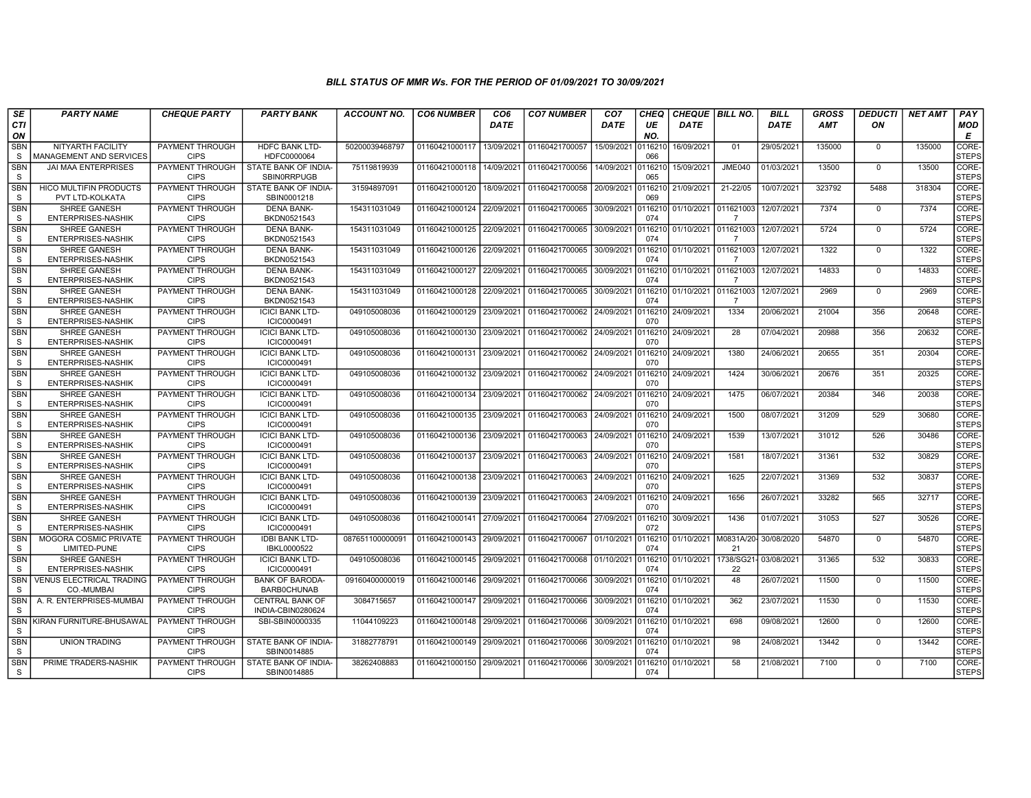## BILL STATUS OF MMR Ws. FOR THE PERIOD OF 01/09/2021 TO 30/09/2021

| SECTION | PARTY NAME | CHEQUE PARTY | PARTY BANK | ACCOUNT NO. | CO6 NUMBER | CO6 DATE | CO7 NUMBER | CO7 DATE | CHEQUE NO. | CHEQUE DATE | BILL NO. | BILL DATE | GROSS AMT | DEDUCTION | NET AMT | PAY MODE |
|---|---|---|---|---|---|---|---|---|---|---|---|---|---|---|---|---|
| SBNS | NITYARTH FACILITY MANAGEMENT AND SERVICES | PAYMENT THROUGH CIPS | HDFC BANK LTD-HDFC0000064 | 50200039468797 | 01160421000117 | 13/09/2021 | 01160421700057 | 15/09/2021 | 0116210066 | 16/09/2021 | 01 | 29/05/2021 | 135000 | 0 | 135000 | CORE-STEPS |
| SBNS | JAI MAA ENTERPRISES | PAYMENT THROUGH CIPS | STATE BANK OF INDIA-SBIN0RRPUGB | 75119819939 | 01160421000118 | 14/09/2021 | 01160421700056 | 14/09/2021 | 0116210065 | 15/09/2021 | JME040 | 01/03/2021 | 13500 | 0 | 13500 | CORE-STEPS |
| SBNS | HICO MULTIFIN PRODUCTS PVT LTD-KOLKATA | PAYMENT THROUGH CIPS | STATE BANK OF INDIA-SBIN0001218 | 31594897091 | 01160421000120 | 18/09/2021 | 01160421700058 | 20/09/2021 | 0116210069 | 21/09/2021 | 21-22/05 | 10/07/2021 | 323792 | 5488 | 318304 | CORE-STEPS |
| SBNS | SHREE GANESH ENTERPRISES-NASHIK | PAYMENT THROUGH CIPS | DENA BANK-BKDN0521543 | 154311031049 | 01160421000124 | 22/09/2021 | 01160421700065 | 30/09/2021 | 0116210074 | 01/10/2021 | 0116210037 | 12/07/2021 | 7374 | 0 | 7374 | CORE-STEPS |
| SBNS | SHREE GANESH ENTERPRISES-NASHIK | PAYMENT THROUGH CIPS | DENA BANK-BKDN0521543 | 154311031049 | 01160421000125 | 22/09/2021 | 01160421700065 | 30/09/2021 | 0116210074 | 01/10/2021 | 0116210037 | 12/07/2021 | 5724 | 0 | 5724 | CORE-STEPS |
| SBNS | SHREE GANESH ENTERPRISES-NASHIK | PAYMENT THROUGH CIPS | DENA BANK-BKDN0521543 | 154311031049 | 01160421000126 | 22/09/2021 | 01160421700065 | 30/09/2021 | 0116210074 | 01/10/2021 | 0116210037 | 12/07/2021 | 1322 | 0 | 1322 | CORE-STEPS |
| SBNS | SHREE GANESH ENTERPRISES-NASHIK | PAYMENT THROUGH CIPS | DENA BANK-BKDN0521543 | 154311031049 | 01160421000127 | 22/09/2021 | 01160421700065 | 30/09/2021 | 0116210074 | 01/10/2021 | 0116210037 | 12/07/2021 | 14833 | 0 | 14833 | CORE-STEPS |
| SBNS | SHREE GANESH ENTERPRISES-NASHIK | PAYMENT THROUGH CIPS | DENA BANK-BKDN0521543 | 154311031049 | 01160421000128 | 22/09/2021 | 01160421700065 | 30/09/2021 | 0116210074 | 01/10/2021 | 0116210037 | 12/07/2021 | 2969 | 0 | 2969 | CORE-STEPS |
| SBNS | SHREE GANESH ENTERPRISES-NASHIK | PAYMENT THROUGH CIPS | ICICI BANK LTD-ICIC0000491 | 049105008036 | 01160421000129 | 23/09/2021 | 01160421700062 | 24/09/2021 | 0116210070 | 24/09/2021 | 1334 | 20/06/2021 | 21004 | 356 | 20648 | CORE-STEPS |
| SBNS | SHREE GANESH ENTERPRISES-NASHIK | PAYMENT THROUGH CIPS | ICICI BANK LTD-ICIC0000491 | 049105008036 | 01160421000130 | 23/09/2021 | 01160421700062 | 24/09/2021 | 0116210070 | 24/09/2021 | 28 | 07/04/2021 | 20988 | 356 | 20632 | CORE-STEPS |
| SBNS | SHREE GANESH ENTERPRISES-NASHIK | PAYMENT THROUGH CIPS | ICICI BANK LTD-ICIC0000491 | 049105008036 | 01160421000131 | 23/09/2021 | 01160421700062 | 24/09/2021 | 0116210070 | 24/09/2021 | 1380 | 24/06/2021 | 20655 | 351 | 20304 | CORE-STEPS |
| SBNS | SHREE GANESH ENTERPRISES-NASHIK | PAYMENT THROUGH CIPS | ICICI BANK LTD-ICIC0000491 | 049105008036 | 01160421000132 | 23/09/2021 | 01160421700062 | 24/09/2021 | 0116210070 | 24/09/2021 | 1424 | 30/06/2021 | 20676 | 351 | 20325 | CORE-STEPS |
| SBNS | SHREE GANESH ENTERPRISES-NASHIK | PAYMENT THROUGH CIPS | ICICI BANK LTD-ICIC0000491 | 049105008036 | 01160421000134 | 23/09/2021 | 01160421700062 | 24/09/2021 | 0116210070 | 24/09/2021 | 1475 | 06/07/2021 | 20384 | 346 | 20038 | CORE-STEPS |
| SBNS | SHREE GANESH ENTERPRISES-NASHIK | PAYMENT THROUGH CIPS | ICICI BANK LTD-ICIC0000491 | 049105008036 | 01160421000135 | 23/09/2021 | 01160421700063 | 24/09/2021 | 0116210070 | 24/09/2021 | 1500 | 08/07/2021 | 31209 | 529 | 30680 | CORE-STEPS |
| SBNS | SHREE GANESH ENTERPRISES-NASHIK | PAYMENT THROUGH CIPS | ICICI BANK LTD-ICIC0000491 | 049105008036 | 01160421000136 | 23/09/2021 | 01160421700063 | 24/09/2021 | 0116210070 | 24/09/2021 | 1539 | 13/07/2021 | 31012 | 526 | 30486 | CORE-STEPS |
| SBNS | SHREE GANESH ENTERPRISES-NASHIK | PAYMENT THROUGH CIPS | ICICI BANK LTD-ICIC0000491 | 049105008036 | 01160421000137 | 23/09/2021 | 01160421700063 | 24/09/2021 | 0116210070 | 24/09/2021 | 1581 | 18/07/2021 | 31361 | 532 | 30829 | CORE-STEPS |
| SBNS | SHREE GANESH ENTERPRISES-NASHIK | PAYMENT THROUGH CIPS | ICICI BANK LTD-ICIC0000491 | 049105008036 | 01160421000138 | 23/09/2021 | 01160421700063 | 24/09/2021 | 0116210070 | 24/09/2021 | 1625 | 22/07/2021 | 31369 | 532 | 30837 | CORE-STEPS |
| SBNS | SHREE GANESH ENTERPRISES-NASHIK | PAYMENT THROUGH CIPS | ICICI BANK LTD-ICIC0000491 | 049105008036 | 01160421000139 | 23/09/2021 | 01160421700063 | 24/09/2021 | 0116210070 | 24/09/2021 | 1656 | 26/07/2021 | 33282 | 565 | 32717 | CORE-STEPS |
| SBNS | SHREE GANESH ENTERPRISES-NASHIK | PAYMENT THROUGH CIPS | ICICI BANK LTD-ICIC0000491 | 049105008036 | 01160421000141 | 27/09/2021 | 01160421700064 | 27/09/2021 | 0116210072 | 30/09/2021 | 1436 | 01/07/2021 | 31053 | 527 | 30526 | CORE-STEPS |
| SBNS | MOGORA COSMIC PRIVATE LIMITED-PUNE | PAYMENT THROUGH CIPS | IDBI BANK LTD-IBKL0000522 | 087651100000091 | 01160421000143 | 29/09/2021 | 01160421700067 | 01/10/2021 | 0116210074 | 01/10/2021 | M0831A/20-21 | 30/08/2020 | 54870 | 0 | 54870 | CORE-STEPS |
| SBNS | SHREE GANESH ENTERPRISES-NASHIK | PAYMENT THROUGH CIPS | ICICI BANK LTD-ICIC0000491 | 049105008036 | 01160421000145 | 29/09/2021 | 01160421700068 | 01/10/2021 | 0116210074 | 01/10/2021 | 1738/SG21-22 | 03/08/2021 | 31365 | 532 | 30833 | CORE-STEPS |
| SBNS | VENUS ELECTRICAL TRADING CO.-MUMBAI | PAYMENT THROUGH CIPS | BANK OF BARODA-BARB0CHUNAB | 09160400000019 | 01160421000146 | 29/09/2021 | 01160421700066 | 30/09/2021 | 0116210074 | 01/10/2021 | 48 | 26/07/2021 | 11500 | 0 | 11500 | CORE-STEPS |
| SBNS | A. R. ENTERPRISES-MUMBAI | PAYMENT THROUGH CIPS | CENTRAL BANK OF INDIA-CBIN0280624 | 3084715657 | 01160421000147 | 29/09/2021 | 01160421700066 | 30/09/2021 | 0116210074 | 01/10/2021 | 362 | 23/07/2021 | 11530 | 0 | 11530 | CORE-STEPS |
| SBNS | KIRAN FURNITURE-BHUSAWAL | PAYMENT THROUGH CIPS | SBI-SBIN0000335 | 11044109223 | 01160421000148 | 29/09/2021 | 01160421700066 | 30/09/2021 | 0116210074 | 01/10/2021 | 698 | 09/08/2021 | 12600 | 0 | 12600 | CORE-STEPS |
| SBNS | UNION TRADING | PAYMENT THROUGH CIPS | STATE BANK OF INDIA-SBIN0014885 | 31882778791 | 01160421000149 | 29/09/2021 | 01160421700066 | 30/09/2021 | 0116210074 | 01/10/2021 | 98 | 24/08/2021 | 13442 | 0 | 13442 | CORE-STEPS |
| SBNS | PRIME TRADERS-NASHIK | PAYMENT THROUGH CIPS | STATE BANK OF INDIA-SBIN0014885 | 38262408883 | 01160421000150 | 29/09/2021 | 01160421700066 | 30/09/2021 | 0116210074 | 01/10/2021 | 58 | 21/08/2021 | 7100 | 0 | 7100 | CORE-STEPS |